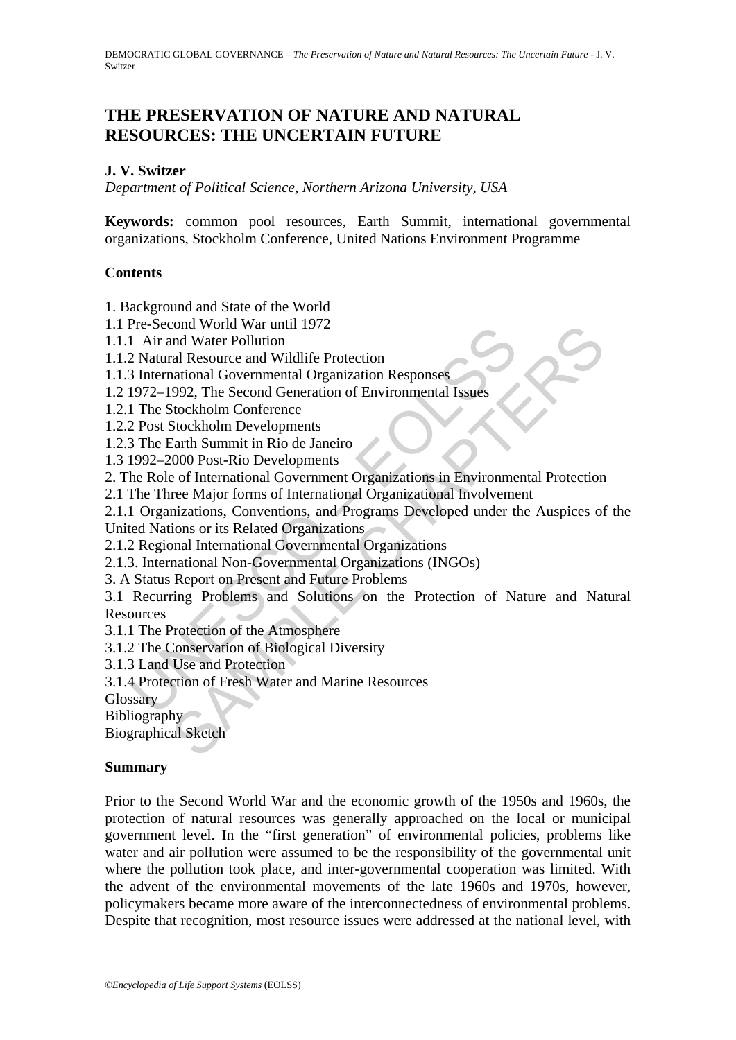# THE PRESERVATION OF NATURE AND NATURAL RESOURCES: THE UNCERTAIN FUTURE

**J. V. Switzer**

*Department of Political Science, Northern Arizona University, USA*

**Keywords:** common pool resources, Earth Summit, international governmental organizations, Stockholm Conference, United Nations Environment Programme

## Contents

1. Background and State of the World
1.1 Pre-Second World War until 1972
1.1.1 Air and Water Pollution
1.1.2 Natural Resource and Wildlife Protection
1.1.3 International Governmental Organization Responses
1.2 1972–1992, The Second Generation of Environmental Issues
1.2.1 The Stockholm Conference
1.2.2 Post Stockholm Developments
1.2.3 The Earth Summit in Rio de Janeiro
1.3 1992–2000 Post-Rio Developments
2. The Role of International Government Organizations in Environmental Protection
2.1 The Three Major forms of International Organizational Involvement
2.1.1 Organizations, Conventions, and Programs Developed under the Auspices of the United Nations or its Related Organizations
2.1.2 Regional International Governmental Organizations
2.1.3. International Non-Governmental Organizations (INGOs)
3. A Status Report on Present and Future Problems
3.1 Recurring Problems and Solutions on the Protection of Nature and Natural Resources
3.1.1 The Protection of the Atmosphere
3.1.2 The Conservation of Biological Diversity
3.1.3 Land Use and Protection
3.1.4 Protection of Fresh Water and Marine Resources
Glossary
Bibliography
Biographical Sketch

## Summary

Prior to the Second World War and the economic growth of the 1950s and 1960s, the protection of natural resources was generally approached on the local or municipal government level. In the "first generation" of environmental policies, problems like water and air pollution were assumed to be the responsibility of the governmental unit where the pollution took place, and inter-governmental cooperation was limited. With the advent of the environmental movements of the late 1960s and 1970s, however, policymakers became more aware of the interconnectedness of environmental problems. Despite that recognition, most resource issues were addressed at the national level, with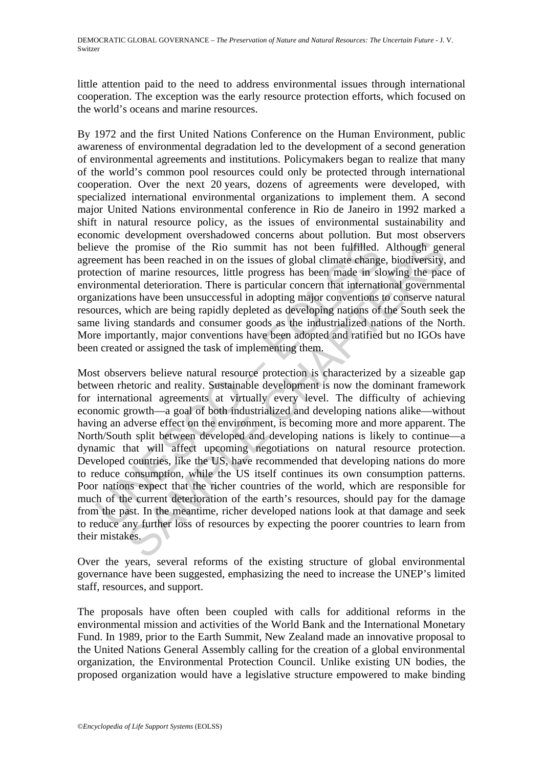little attention paid to the need to address environmental issues through international cooperation. The exception was the early resource protection efforts, which focused on the world's oceans and marine resources.

By 1972 and the first United Nations Conference on the Human Environment, public awareness of environmental degradation led to the development of a second generation of environmental agreements and institutions. Policymakers began to realize that many of the world's common pool resources could only be protected through international cooperation. Over the next 20 years, dozens of agreements were developed, with specialized international environmental organizations to implement them. A second major United Nations environmental conference in Rio de Janeiro in 1992 marked a shift in natural resource policy, as the issues of environmental sustainability and economic development overshadowed concerns about pollution. But most observers believe the promise of the Rio summit has not been fulfilled. Although general agreement has been reached in on the issues of global climate change, biodiversity, and protection of marine resources, little progress has been made in slowing the pace of environmental deterioration. There is particular concern that international governmental organizations have been unsuccessful in adopting major conventions to conserve natural resources, which are being rapidly depleted as developing nations of the South seek the same living standards and consumer goods as the industrialized nations of the North. More importantly, major conventions have been adopted and ratified but no IGOs have been created or assigned the task of implementing them.

Most observers believe natural resource protection is characterized by a sizeable gap between rhetoric and reality. Sustainable development is now the dominant framework for international agreements at virtually every level. The difficulty of achieving economic growth—a goal of both industrialized and developing nations alike—without having an adverse effect on the environment, is becoming more and more apparent. The North/South split between developed and developing nations is likely to continue—a dynamic that will affect upcoming negotiations on natural resource protection. Developed countries, like the US, have recommended that developing nations do more to reduce consumption, while the US itself continues its own consumption patterns. Poor nations expect that the richer countries of the world, which are responsible for much of the current deterioration of the earth's resources, should pay for the damage from the past. In the meantime, richer developed nations look at that damage and seek to reduce any further loss of resources by expecting the poorer countries to learn from their mistakes.

Over the years, several reforms of the existing structure of global environmental governance have been suggested, emphasizing the need to increase the UNEP's limited staff, resources, and support.

The proposals have often been coupled with calls for additional reforms in the environmental mission and activities of the World Bank and the International Monetary Fund. In 1989, prior to the Earth Summit, New Zealand made an innovative proposal to the United Nations General Assembly calling for the creation of a global environmental organization, the Environmental Protection Council. Unlike existing UN bodies, the proposed organization would have a legislative structure empowered to make binding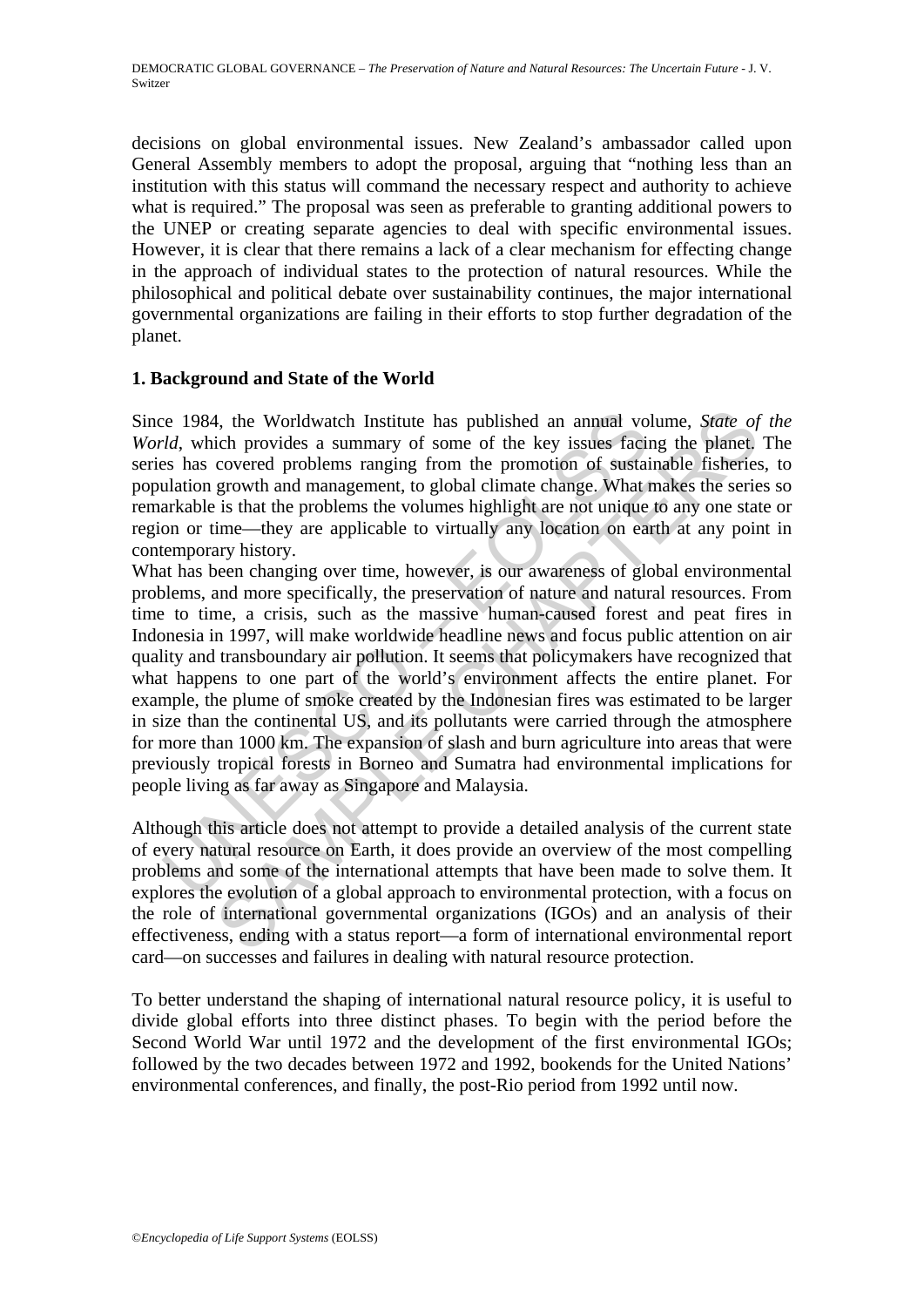decisions on global environmental issues. New Zealand's ambassador called upon General Assembly members to adopt the proposal, arguing that "nothing less than an institution with this status will command the necessary respect and authority to achieve what is required." The proposal was seen as preferable to granting additional powers to the UNEP or creating separate agencies to deal with specific environmental issues. However, it is clear that there remains a lack of a clear mechanism for effecting change in the approach of individual states to the protection of natural resources. While the philosophical and political debate over sustainability continues, the major international governmental organizations are failing in their efforts to stop further degradation of the planet.

## 1. Background and State of the World

Since 1984, the Worldwatch Institute has published an annual volume, *State of the World*, which provides a summary of some of the key issues facing the planet. The series has covered problems ranging from the promotion of sustainable fisheries, to population growth and management, to global climate change. What makes the series so remarkable is that the problems the volumes highlight are not unique to any one state or region or time—they are applicable to virtually any location on earth at any point in contemporary history.

What has been changing over time, however, is our awareness of global environmental problems, and more specifically, the preservation of nature and natural resources. From time to time, a crisis, such as the massive human-caused forest and peat fires in Indonesia in 1997, will make worldwide headline news and focus public attention on air quality and transboundary air pollution. It seems that policymakers have recognized that what happens to one part of the world's environment affects the entire planet. For example, the plume of smoke created by the Indonesian fires was estimated to be larger in size than the continental US, and its pollutants were carried through the atmosphere for more than 1000 km. The expansion of slash and burn agriculture into areas that were previously tropical forests in Borneo and Sumatra had environmental implications for people living as far away as Singapore and Malaysia.

Although this article does not attempt to provide a detailed analysis of the current state of every natural resource on Earth, it does provide an overview of the most compelling problems and some of the international attempts that have been made to solve them. It explores the evolution of a global approach to environmental protection, with a focus on the role of international governmental organizations (IGOs) and an analysis of their effectiveness, ending with a status report—a form of international environmental report card—on successes and failures in dealing with natural resource protection.

To better understand the shaping of international natural resource policy, it is useful to divide global efforts into three distinct phases. To begin with the period before the Second World War until 1972 and the development of the first environmental IGOs; followed by the two decades between 1972 and 1992, bookends for the United Nations' environmental conferences, and finally, the post-Rio period from 1992 until now.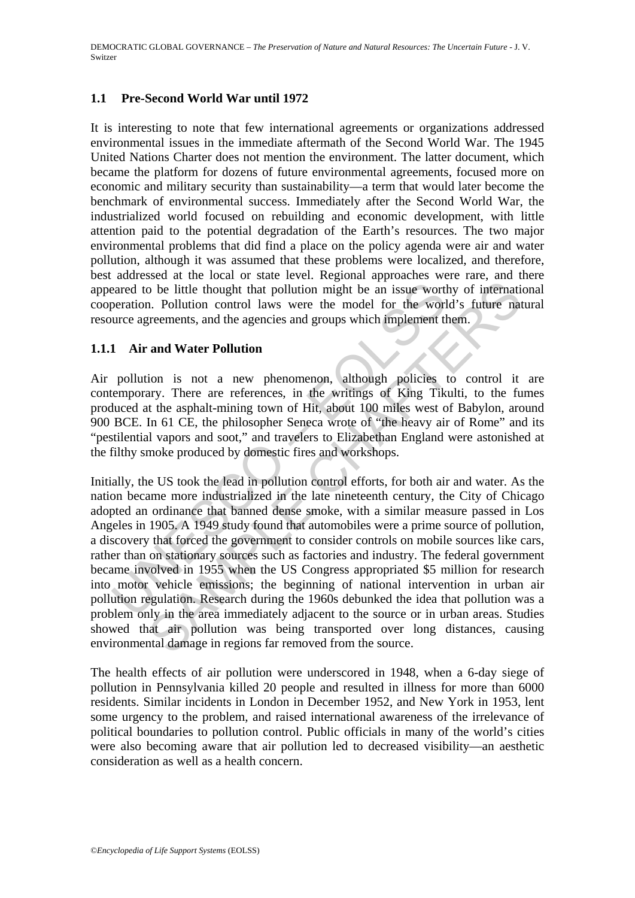## 1.1 Pre-Second World War until 1972

It is interesting to note that few international agreements or organizations addressed environmental issues in the immediate aftermath of the Second World War. The 1945 United Nations Charter does not mention the environment. The latter document, which became the platform for dozens of future environmental agreements, focused more on economic and military security than sustainability—a term that would later become the benchmark of environmental success. Immediately after the Second World War, the industrialized world focused on rebuilding and economic development, with little attention paid to the potential degradation of the Earth's resources. The two major environmental problems that did find a place on the policy agenda were air and water pollution, although it was assumed that these problems were localized, and therefore, best addressed at the local or state level. Regional approaches were rare, and there appeared to be little thought that pollution might be an issue worthy of international cooperation. Pollution control laws were the model for the world's future natural resource agreements, and the agencies and groups which implement them.

### 1.1.1 Air and Water Pollution

Air pollution is not a new phenomenon, although policies to control it are contemporary. There are references, in the writings of King Tikulti, to the fumes produced at the asphalt-mining town of Hit, about 100 miles west of Babylon, around 900 BCE. In 61 CE, the philosopher Seneca wrote of "the heavy air of Rome" and its "pestilential vapors and soot," and travelers to Elizabethan England were astonished at the filthy smoke produced by domestic fires and workshops.

Initially, the US took the lead in pollution control efforts, for both air and water. As the nation became more industrialized in the late nineteenth century, the City of Chicago adopted an ordinance that banned dense smoke, with a similar measure passed in Los Angeles in 1905. A 1949 study found that automobiles were a prime source of pollution, a discovery that forced the government to consider controls on mobile sources like cars, rather than on stationary sources such as factories and industry. The federal government became involved in 1955 when the US Congress appropriated $5 million for research into motor vehicle emissions; the beginning of national intervention in urban air pollution regulation. Research during the 1960s debunked the idea that pollution was a problem only in the area immediately adjacent to the source or in urban areas. Studies showed that air pollution was being transported over long distances, causing environmental damage in regions far removed from the source.

The health effects of air pollution were underscored in 1948, when a 6-day siege of pollution in Pennsylvania killed 20 people and resulted in illness for more than 6000 residents. Similar incidents in London in December 1952, and New York in 1953, lent some urgency to the problem, and raised international awareness of the irrelevance of political boundaries to pollution control. Public officials in many of the world's cities were also becoming aware that air pollution led to decreased visibility—an aesthetic consideration as well as a health concern.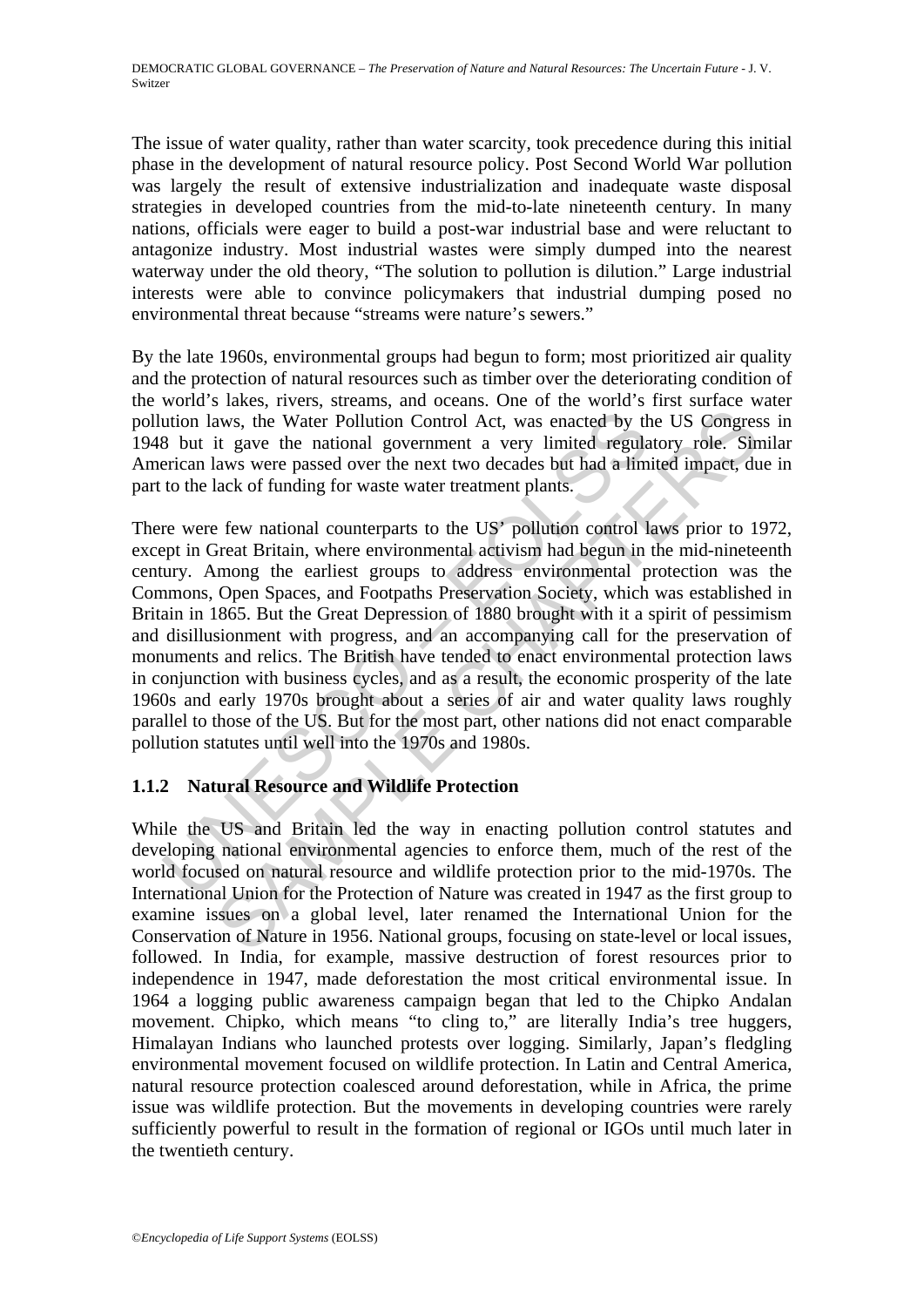The issue of water quality, rather than water scarcity, took precedence during this initial phase in the development of natural resource policy. Post Second World War pollution was largely the result of extensive industrialization and inadequate waste disposal strategies in developed countries from the mid-to-late nineteenth century. In many nations, officials were eager to build a post-war industrial base and were reluctant to antagonize industry. Most industrial wastes were simply dumped into the nearest waterway under the old theory, "The solution to pollution is dilution." Large industrial interests were able to convince policymakers that industrial dumping posed no environmental threat because "streams were nature's sewers."

By the late 1960s, environmental groups had begun to form; most prioritized air quality and the protection of natural resources such as timber over the deteriorating condition of the world's lakes, rivers, streams, and oceans. One of the world's first surface water pollution laws, the Water Pollution Control Act, was enacted by the US Congress in 1948 but it gave the national government a very limited regulatory role. Similar American laws were passed over the next two decades but had a limited impact, due in part to the lack of funding for waste water treatment plants.

There were few national counterparts to the US' pollution control laws prior to 1972, except in Great Britain, where environmental activism had begun in the mid-nineteenth century. Among the earliest groups to address environmental protection was the Commons, Open Spaces, and Footpaths Preservation Society, which was established in Britain in 1865. But the Great Depression of 1880 brought with it a spirit of pessimism and disillusionment with progress, and an accompanying call for the preservation of monuments and relics. The British have tended to enact environmental protection laws in conjunction with business cycles, and as a result, the economic prosperity of the late 1960s and early 1970s brought about a series of air and water quality laws roughly parallel to those of the US. But for the most part, other nations did not enact comparable pollution statutes until well into the 1970s and 1980s.

### 1.1.2 Natural Resource and Wildlife Protection

While the US and Britain led the way in enacting pollution control statutes and developing national environmental agencies to enforce them, much of the rest of the world focused on natural resource and wildlife protection prior to the mid-1970s. The International Union for the Protection of Nature was created in 1947 as the first group to examine issues on a global level, later renamed the International Union for the Conservation of Nature in 1956. National groups, focusing on state-level or local issues, followed. In India, for example, massive destruction of forest resources prior to independence in 1947, made deforestation the most critical environmental issue. In 1964 a logging public awareness campaign began that led to the Chipko Andalan movement. Chipko, which means "to cling to," are literally India's tree huggers, Himalayan Indians who launched protests over logging. Similarly, Japan's fledgling environmental movement focused on wildlife protection. In Latin and Central America, natural resource protection coalesced around deforestation, while in Africa, the prime issue was wildlife protection. But the movements in developing countries were rarely sufficiently powerful to result in the formation of regional or IGOs until much later in the twentieth century.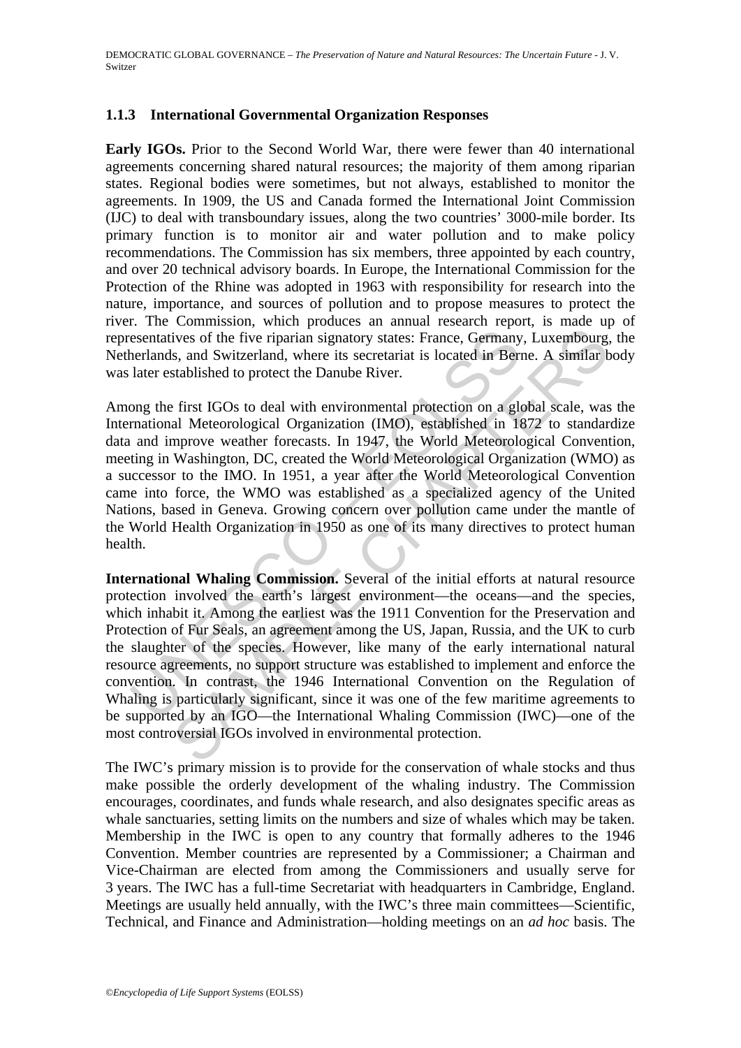### 1.1.3 International Governmental Organization Responses

**Early IGOs.** Prior to the Second World War, there were fewer than 40 international agreements concerning shared natural resources; the majority of them among riparian states. Regional bodies were sometimes, but not always, established to monitor the agreements. In 1909, the US and Canada formed the International Joint Commission (IJC) to deal with transboundary issues, along the two countries' 3000-mile border. Its primary function is to monitor air and water pollution and to make policy recommendations. The Commission has six members, three appointed by each country, and over 20 technical advisory boards. In Europe, the International Commission for the Protection of the Rhine was adopted in 1963 with responsibility for research into the nature, importance, and sources of pollution and to propose measures to protect the river. The Commission, which produces an annual research report, is made up of representatives of the five riparian signatory states: France, Germany, Luxembourg, the Netherlands, and Switzerland, where its secretariat is located in Berne. A similar body was later established to protect the Danube River.

Among the first IGOs to deal with environmental protection on a global scale, was the International Meteorological Organization (IMO), established in 1872 to standardize data and improve weather forecasts. In 1947, the World Meteorological Convention, meeting in Washington, DC, created the World Meteorological Organization (WMO) as a successor to the IMO. In 1951, a year after the World Meteorological Convention came into force, the WMO was established as a specialized agency of the United Nations, based in Geneva. Growing concern over pollution came under the mantle of the World Health Organization in 1950 as one of its many directives to protect human health.

**International Whaling Commission.** Several of the initial efforts at natural resource protection involved the earth's largest environment—the oceans—and the species, which inhabit it. Among the earliest was the 1911 Convention for the Preservation and Protection of Fur Seals, an agreement among the US, Japan, Russia, and the UK to curb the slaughter of the species. However, like many of the early international natural resource agreements, no support structure was established to implement and enforce the convention. In contrast, the 1946 International Convention on the Regulation of Whaling is particularly significant, since it was one of the few maritime agreements to be supported by an IGO—the International Whaling Commission (IWC)—one of the most controversial IGOs involved in environmental protection.

The IWC's primary mission is to provide for the conservation of whale stocks and thus make possible the orderly development of the whaling industry. The Commission encourages, coordinates, and funds whale research, and also designates specific areas as whale sanctuaries, setting limits on the numbers and size of whales which may be taken. Membership in the IWC is open to any country that formally adheres to the 1946 Convention. Member countries are represented by a Commissioner; a Chairman and Vice-Chairman are elected from among the Commissioners and usually serve for 3 years. The IWC has a full-time Secretariat with headquarters in Cambridge, England. Meetings are usually held annually, with the IWC's three main committees—Scientific, Technical, and Finance and Administration—holding meetings on an *ad hoc* basis. The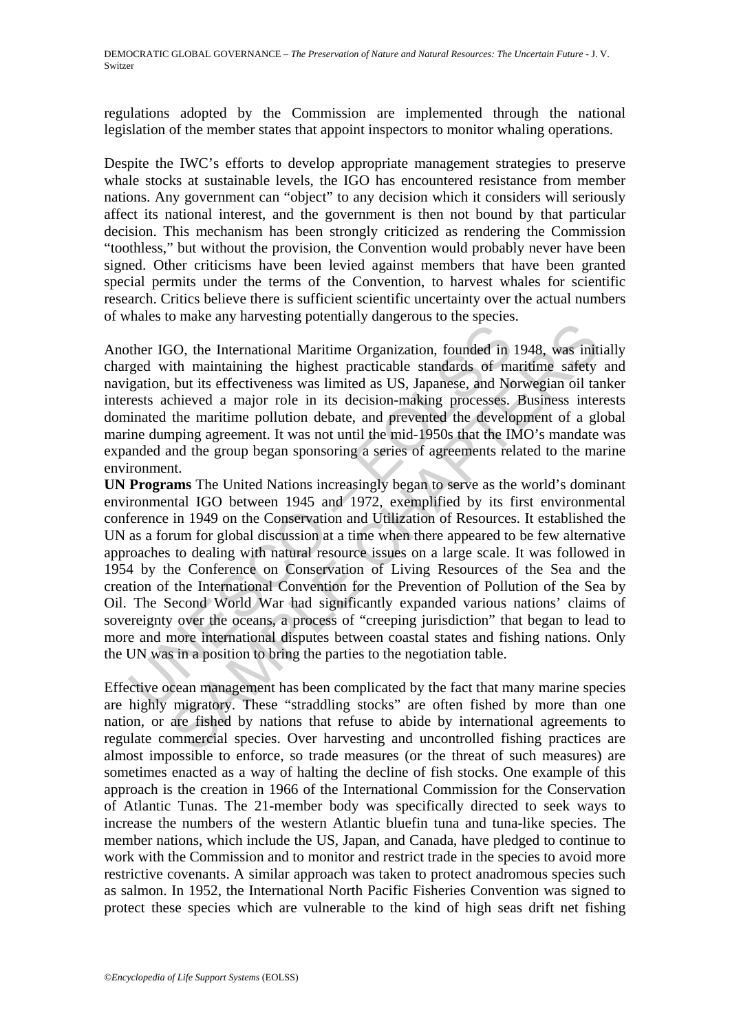regulations adopted by the Commission are implemented through the national legislation of the member states that appoint inspectors to monitor whaling operations.

Despite the IWC's efforts to develop appropriate management strategies to preserve whale stocks at sustainable levels, the IGO has encountered resistance from member nations. Any government can "object" to any decision which it considers will seriously affect its national interest, and the government is then not bound by that particular decision. This mechanism has been strongly criticized as rendering the Commission "toothless," but without the provision, the Convention would probably never have been signed. Other criticisms have been levied against members that have been granted special permits under the terms of the Convention, to harvest whales for scientific research. Critics believe there is sufficient scientific uncertainty over the actual numbers of whales to make any harvesting potentially dangerous to the species.

Another IGO, the International Maritime Organization, founded in 1948, was initially charged with maintaining the highest practicable standards of maritime safety and navigation, but its effectiveness was limited as US, Japanese, and Norwegian oil tanker interests achieved a major role in its decision-making processes. Business interests dominated the maritime pollution debate, and prevented the development of a global marine dumping agreement. It was not until the mid-1950s that the IMO's mandate was expanded and the group began sponsoring a series of agreements related to the marine environment.

**UN Programs** The United Nations increasingly began to serve as the world's dominant environmental IGO between 1945 and 1972, exemplified by its first environmental conference in 1949 on the Conservation and Utilization of Resources. It established the UN as a forum for global discussion at a time when there appeared to be few alternative approaches to dealing with natural resource issues on a large scale. It was followed in 1954 by the Conference on Conservation of Living Resources of the Sea and the creation of the International Convention for the Prevention of Pollution of the Sea by Oil. The Second World War had significantly expanded various nations' claims of sovereignty over the oceans, a process of "creeping jurisdiction" that began to lead to more and more international disputes between coastal states and fishing nations. Only the UN was in a position to bring the parties to the negotiation table.

Effective ocean management has been complicated by the fact that many marine species are highly migratory. These "straddling stocks" are often fished by more than one nation, or are fished by nations that refuse to abide by international agreements to regulate commercial species. Over harvesting and uncontrolled fishing practices are almost impossible to enforce, so trade measures (or the threat of such measures) are sometimes enacted as a way of halting the decline of fish stocks. One example of this approach is the creation in 1966 of the International Commission for the Conservation of Atlantic Tunas. The 21-member body was specifically directed to seek ways to increase the numbers of the western Atlantic bluefin tuna and tuna-like species. The member nations, which include the US, Japan, and Canada, have pledged to continue to work with the Commission and to monitor and restrict trade in the species to avoid more restrictive covenants. A similar approach was taken to protect anadromous species such as salmon. In 1952, the International North Pacific Fisheries Convention was signed to protect these species which are vulnerable to the kind of high seas drift net fishing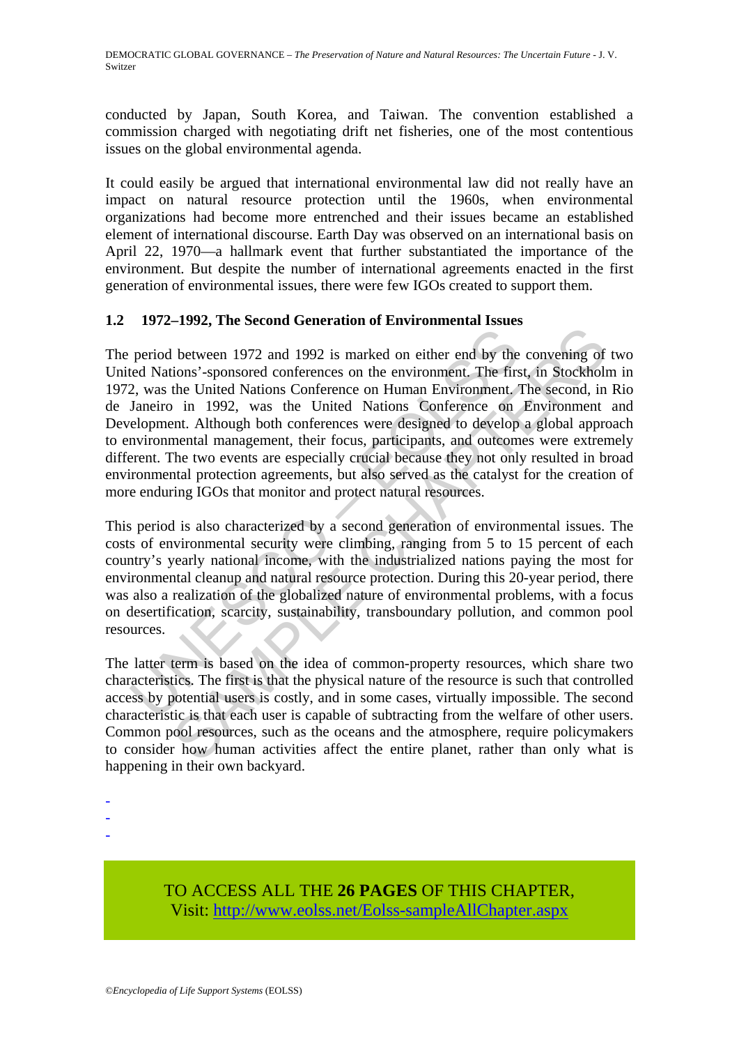conducted by Japan, South Korea, and Taiwan. The convention established a commission charged with negotiating drift net fisheries, one of the most contentious issues on the global environmental agenda.

It could easily be argued that international environmental law did not really have an impact on natural resource protection until the 1960s, when environmental organizations had become more entrenched and their issues became an established element of international discourse. Earth Day was observed on an international basis on April 22, 1970—a hallmark event that further substantiated the importance of the environment. But despite the number of international agreements enacted in the first generation of environmental issues, there were few IGOs created to support them.

### 1.2 1972–1992, The Second Generation of Environmental Issues

The period between 1972 and 1992 is marked on either end by the convening of two United Nations'-sponsored conferences on the environment. The first, in Stockholm in 1972, was the United Nations Conference on Human Environment. The second, in Rio de Janeiro in 1992, was the United Nations Conference on Environment and Development. Although both conferences were designed to develop a global approach to environmental management, their focus, participants, and outcomes were extremely different. The two events are especially crucial because they not only resulted in broad environmental protection agreements, but also served as the catalyst for the creation of more enduring IGOs that monitor and protect natural resources.

This period is also characterized by a second generation of environmental issues. The costs of environmental security were climbing, ranging from 5 to 15 percent of each country's yearly national income, with the industrialized nations paying the most for environmental cleanup and natural resource protection. During this 20-year period, there was also a realization of the globalized nature of environmental problems, with a focus on desertification, scarcity, sustainability, transboundary pollution, and common pool resources.

The latter term is based on the idea of common-property resources, which share two characteristics. The first is that the physical nature of the resource is such that controlled access by potential users is costly, and in some cases, virtually impossible. The second characteristic is that each user is capable of subtracting from the welfare of other users. Common pool resources, such as the oceans and the atmosphere, require policymakers to consider how human activities affect the entire planet, rather than only what is happening in their own backyard.

-
-
-

TO ACCESS ALL THE **26 PAGES** OF THIS CHAPTER,
Visit: http://www.eolss.net/Eolss-sampleAllChapter.aspx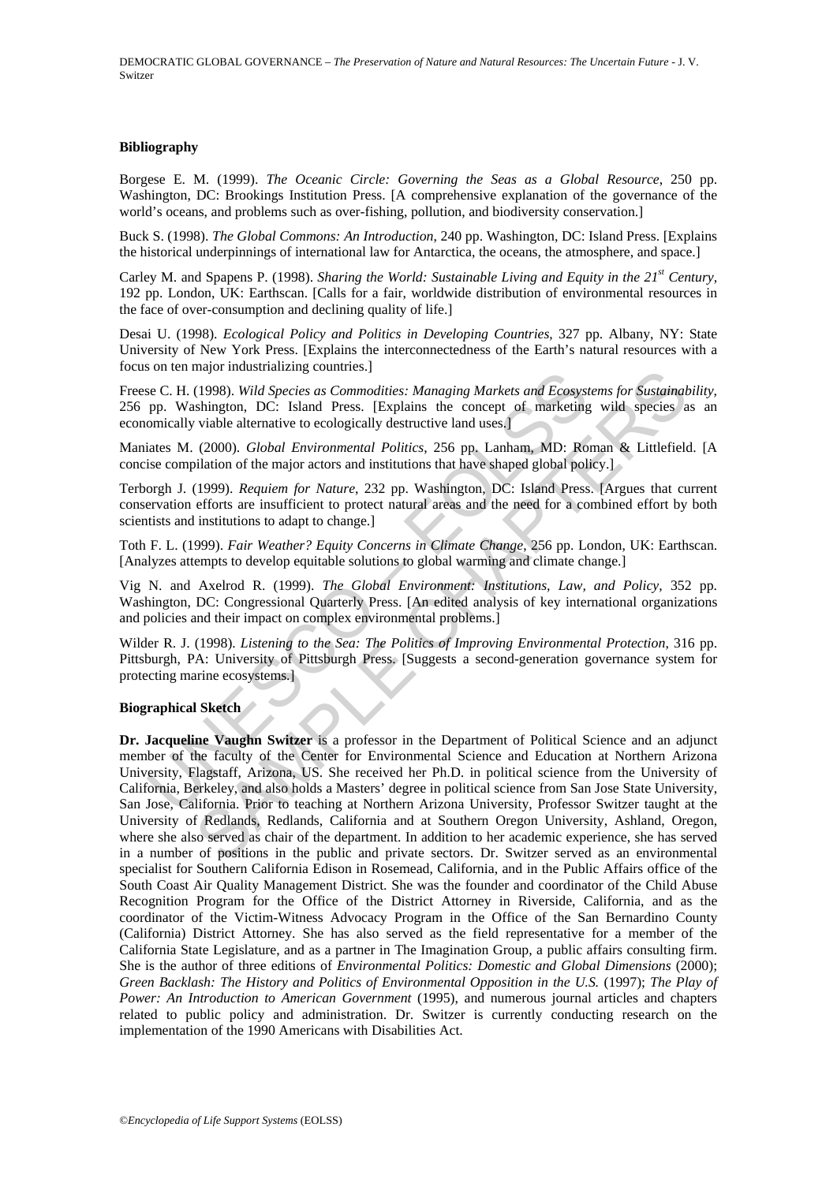## Bibliography

Borgese E. M. (1999). *The Oceanic Circle: Governing the Seas as a Global Resource*, 250 pp. Washington, DC: Brookings Institution Press. [A comprehensive explanation of the governance of the world's oceans, and problems such as over-fishing, pollution, and biodiversity conservation.]

Buck S. (1998). *The Global Commons: An Introduction*, 240 pp. Washington, DC: Island Press. [Explains the historical underpinnings of international law for Antarctica, the oceans, the atmosphere, and space.]

Carley M. and Spapens P. (1998). *Sharing the World: Sustainable Living and Equity in the 21st Century*, 192 pp. London, UK: Earthscan. [Calls for a fair, worldwide distribution of environmental resources in the face of over-consumption and declining quality of life.]

Desai U. (1998). *Ecological Policy and Politics in Developing Countries*, 327 pp. Albany, NY: State University of New York Press. [Explains the interconnectedness of the Earth's natural resources with a focus on ten major industrializing countries.]

Freese C. H. (1998). *Wild Species as Commodities: Managing Markets and Ecosystems for Sustainability*, 256 pp. Washington, DC: Island Press. [Explains the concept of marketing wild species as an economically viable alternative to ecologically destructive land uses.]

Maniates M. (2000). *Global Environmental Politics*, 256 pp. Lanham, MD: Roman & Littlefield. [A concise compilation of the major actors and institutions that have shaped global policy.]

Terborgh J. (1999). *Requiem for Nature*, 232 pp. Washington, DC: Island Press. [Argues that current conservation efforts are insufficient to protect natural areas and the need for a combined effort by both scientists and institutions to adapt to change.]

Toth F. L. (1999). *Fair Weather? Equity Concerns in Climate Change*, 256 pp. London, UK: Earthscan. [Analyzes attempts to develop equitable solutions to global warming and climate change.]

Vig N. and Axelrod R. (1999). *The Global Environment: Institutions, Law, and Policy*, 352 pp. Washington, DC: Congressional Quarterly Press. [An edited analysis of key international organizations and policies and their impact on complex environmental problems.]

Wilder R. J. (1998). *Listening to the Sea: The Politics of Improving Environmental Protection*, 316 pp. Pittsburgh, PA: University of Pittsburgh Press. [Suggests a second-generation governance system for protecting marine ecosystems.]

## Biographical Sketch

**Dr. Jacqueline Vaughn Switzer** is a professor in the Department of Political Science and an adjunct member of the faculty of the Center for Environmental Science and Education at Northern Arizona University, Flagstaff, Arizona, US. She received her Ph.D. in political science from the University of California, Berkeley, and also holds a Masters' degree in political science from San Jose State University, San Jose, California. Prior to teaching at Northern Arizona University, Professor Switzer taught at the University of Redlands, Redlands, California and at Southern Oregon University, Ashland, Oregon, where she also served as chair of the department. In addition to her academic experience, she has served in a number of positions in the public and private sectors. Dr. Switzer served as an environmental specialist for Southern California Edison in Rosemead, California, and in the Public Affairs office of the South Coast Air Quality Management District. She was the founder and coordinator of the Child Abuse Recognition Program for the Office of the District Attorney in Riverside, California, and as the coordinator of the Victim-Witness Advocacy Program in the Office of the San Bernardino County (California) District Attorney. She has also served as the field representative for a member of the California State Legislature, and as a partner in The Imagination Group, a public affairs consulting firm. She is the author of three editions of *Environmental Politics: Domestic and Global Dimensions* (2000); *Green Backlash: The History and Politics of Environmental Opposition in the U.S.* (1997); *The Play of Power: An Introduction to American Government* (1995), and numerous journal articles and chapters related to public policy and administration. Dr. Switzer is currently conducting research on the implementation of the 1990 Americans with Disabilities Act.